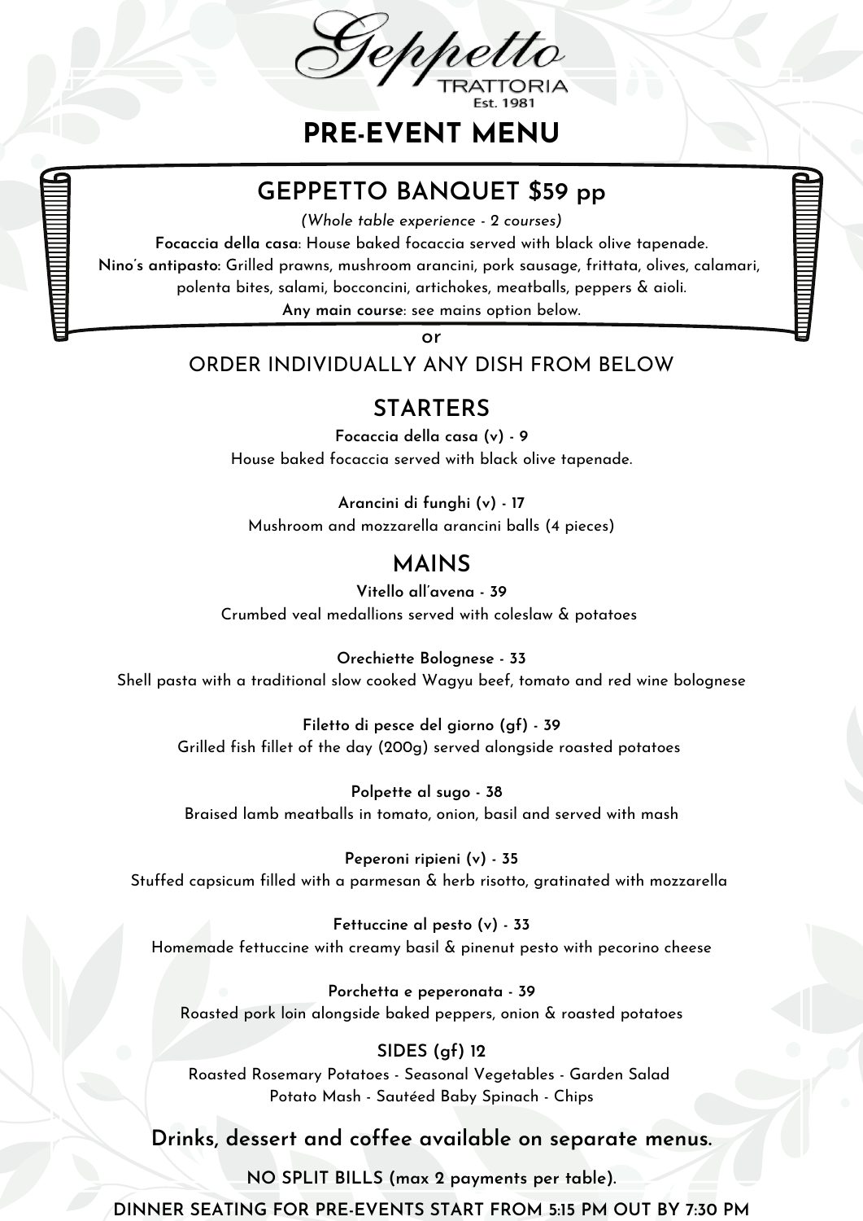# Geppetto

TRATTORIA

Est. 1981

# PRE-EVENT MENU

## GEPPETTO BANQUET $59 pp

*(Whole table experience - 2 courses)*

**Focaccia della casa**: House baked focaccia served with black olive tapenade.

**Nino's antipasto:** Grilled prawns, mushroom arancini, pork sausage, frittata, olives, calamari, polenta bites, salami, bocconcini, artichokes, meatballs, peppers & aioli.

**Any main course**: see mains option below.

or

ORDER INDIVIDUALLY ANY DISH FROM BELOW

## STARTERS

**Focaccia della casa (v) - 9**

House baked focaccia served with black olive tapenade.

**Arancini di funghi (v) - 17**

Mushroom and mozzarella arancini balls (4 pieces)

## MAINS

**Vitello all'avena - 39**

Crumbed veal medallions served with coleslaw & potatoes

**Orechiette Bolognese - 33**

Shell pasta with a traditional slow cooked Wagyu beef, tomato and red wine bolognese

**Filetto di pesce del giorno (gf) - 39**

Grilled fish fillet of the day (200g) served alongside roasted potatoes

**Polpette al sugo - 38**

Braised lamb meatballs in tomato, onion, basil and served with mash

**Peperoni ripieni (v) - 35**

Stuffed capsicum filled with a parmesan & herb risotto, gratinated with mozzarella

**Fettuccine al pesto (v) - 33**

Homemade fettuccine with creamy basil & pinenut pesto with pecorino cheese

**Porchetta e peperonata - 39**

Roasted pork loin alongside baked peppers, onion & roasted potatoes

**SIDES (gf) 12**

Roasted Rosemary Potatoes - Seasonal Vegetables - Garden Salad

Potato Mash - Sautéed Baby Spinach - Chips

**Drinks, dessert and coffee available on separate menus.**

**NO SPLIT BILLS (max 2 payments per table).**

**DINNER SEATING FOR PRE-EVENTS START FROM 5:15 PM OUT BY 7:30 PM**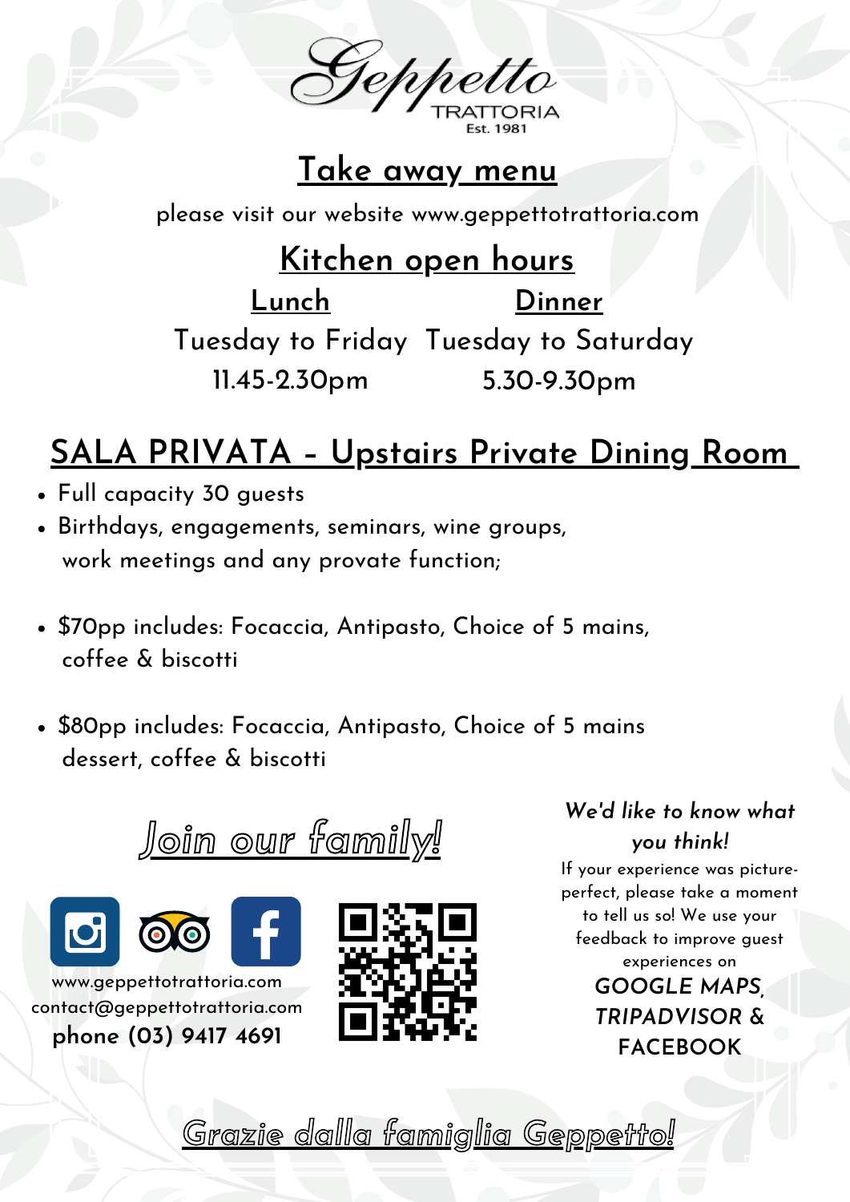Geppetto
TRATTORIA
Est. 1981

## Take away menu

please visit our website www.geppettotrattoria.com

## Kitchen open hours

| Lunch | Dinner |
| --- | --- |
| Tuesday to Friday | Tuesday to Saturday |
| 11.45-2.30pm | 5.30-9.30pm |

## SALA PRIVATA - Upstairs Private Dining Room

- Full capacity 30 guests
- Birthdays, engagements, seminars, wine groups, work meetings and any provate function;
- $70pp includes: Focaccia, Antipasto, Choice of 5 mains, coffee & biscotti
- $80pp includes: Focaccia, Antipasto, Choice of 5 mains dessert, coffee & biscotti

## Join our family!

www.geppettotrattoria.com
contact@geppettotrattoria.com
**phone (03) 9417 4691**

***We'd like to know what you think!***

If your experience was picture-perfect, please take a moment to tell us so! We use your feedback to improve guest experiences on

***GOOGLE MAPS, TRIPADVISOR* & FACEBOOK**

## Grazie dalla famiglia Geppetto!